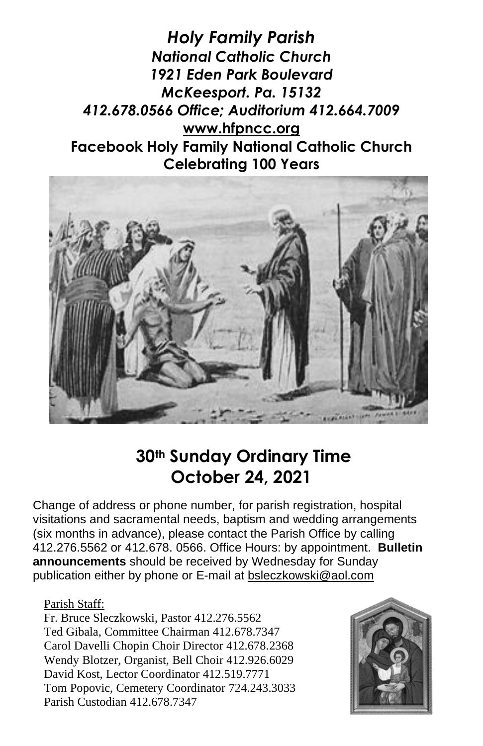# *Holy Family Parish*

***National Catholic Church***
***1921 Eden Park Boulevard***
***McKeesport. Pa. 15132***
***412.678.0566 Office; Auditorium 412.664.7009***
**www.hfpncc.org**
**Facebook Holy Family National Catholic Church**
**Celebrating 100 Years**

## 30th Sunday Ordinary Time
## October 24, 2021

Change of address or phone number, for parish registration, hospital visitations and sacramental needs, baptism and wedding arrangements (six months in advance), please contact the Parish Office by calling 412.276.5562 or 412.678. 0566. Office Hours: by appointment. **Bulletin announcements** should be received by Wednesday for Sunday publication either by phone or E-mail at bsleczkowski@aol.com

Parish Staff:
Fr. Bruce Sleczkowski, Pastor 412.276.5562
Ted Gibala, Committee Chairman 412.678.7347
Carol Davelli Chopin Choir Director 412.678.2368
Wendy Blotzer, Organist, Bell Choir 412.926.6029
David Kost, Lector Coordinator 412.519.7771
Tom Popovic, Cemetery Coordinator 724.243.3033
Parish Custodian 412.678.7347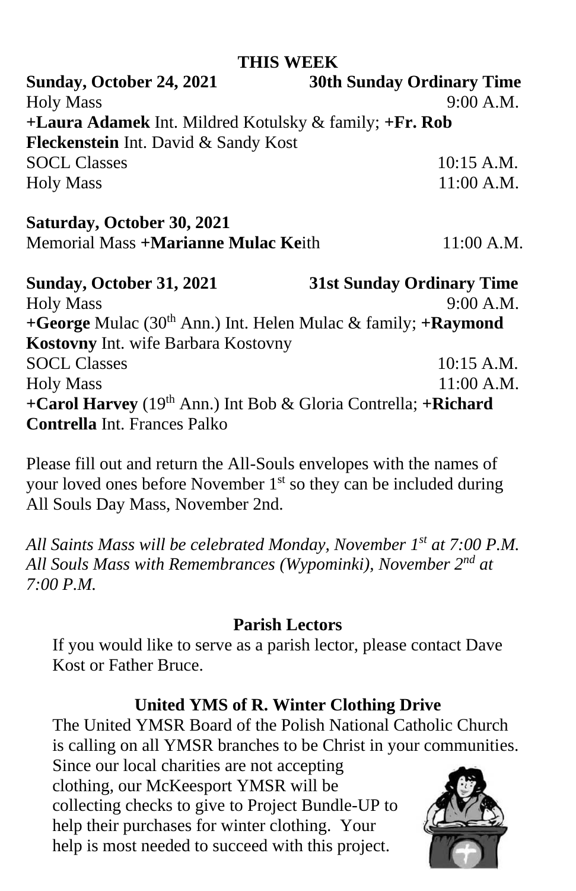## THIS WEEK

**Sunday, October 24, 2021** — **30th Sunday Ordinary Time**

Holy Mass 9:00 A.M.

**+Laura Adamek** Int. Mildred Kotulsky & family; **+Fr. Rob Fleckenstein** Int. David & Sandy Kost

SOCL Classes 10:15 A.M.

Holy Mass 11:00 A.M.

**Saturday, October 30, 2021**

Memorial Mass **+Marianne Mulac Ke**ith 11:00 A.M.

**Sunday, October 31, 2021** — **31st Sunday Ordinary Time**

Holy Mass 9:00 A.M.

**+George** Mulac (30th Ann.) Int. Helen Mulac & family; **+Raymond Kostovny** Int. wife Barbara Kostovny

SOCL Classes 10:15 A.M.

Holy Mass 11:00 A.M.

**+Carol Harvey** (19th Ann.) Int Bob & Gloria Contrella; **+Richard Contrella** Int. Frances Palko

Please fill out and return the All-Souls envelopes with the names of your loved ones before November 1st so they can be included during All Souls Day Mass, November 2nd.

*All Saints Mass will be celebrated Monday, November 1st at 7:00 P.M. All Souls Mass with Remembrances (Wypominki), November 2nd at 7:00 P.M.*

### Parish Lectors

If you would like to serve as a parish lector, please contact Dave Kost or Father Bruce.

### United YMS of R. Winter Clothing Drive

The United YMSR Board of the Polish National Catholic Church is calling on all YMSR branches to be Christ in your communities. Since our local charities are not accepting clothing, our McKeesport YMSR will be collecting checks to give to Project Bundle-UP to help their purchases for winter clothing. Your help is most needed to succeed with this project.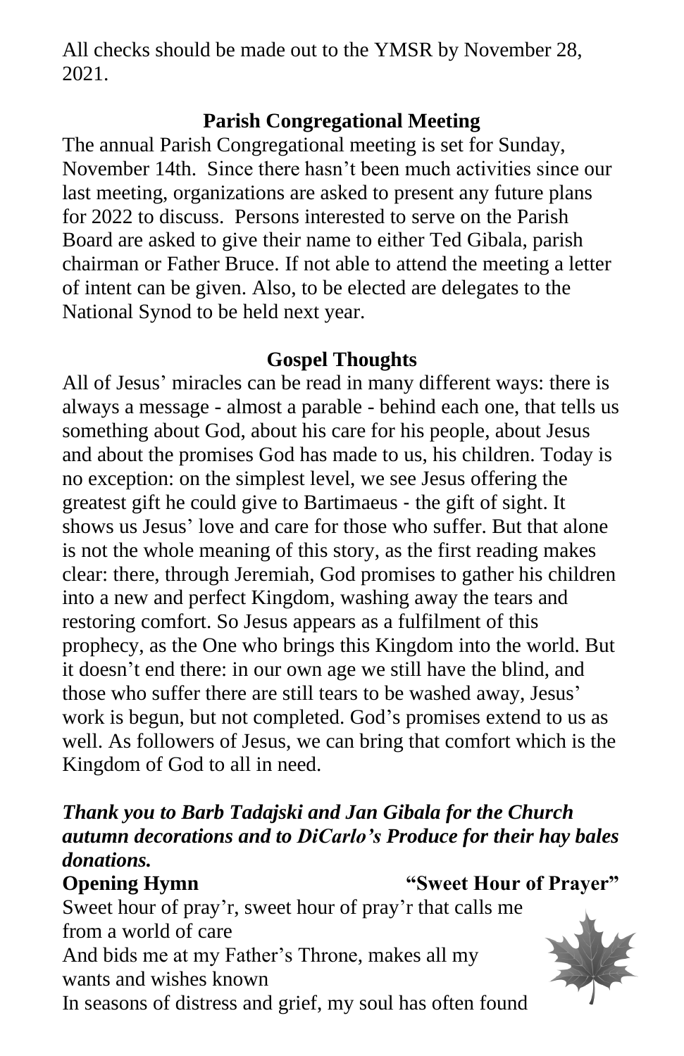All checks should be made out to the YMSR by November 28, 2021.

### Parish Congregational Meeting

The annual Parish Congregational meeting is set for Sunday, November 14th. Since there hasn't been much activities since our last meeting, organizations are asked to present any future plans for 2022 to discuss. Persons interested to serve on the Parish Board are asked to give their name to either Ted Gibala, parish chairman or Father Bruce. If not able to attend the meeting a letter of intent can be given. Also, to be elected are delegates to the National Synod to be held next year.

### Gospel Thoughts

All of Jesus' miracles can be read in many different ways: there is always a message - almost a parable - behind each one, that tells us something about God, about his care for his people, about Jesus and about the promises God has made to us, his children. Today is no exception: on the simplest level, we see Jesus offering the greatest gift he could give to Bartimaeus - the gift of sight. It shows us Jesus' love and care for those who suffer. But that alone is not the whole meaning of this story, as the first reading makes clear: there, through Jeremiah, God promises to gather his children into a new and perfect Kingdom, washing away the tears and restoring comfort. So Jesus appears as a fulfilment of this prophecy, as the One who brings this Kingdom into the world. But it doesn't end there: in our own age we still have the blind, and those who suffer there are still tears to be washed away, Jesus' work is begun, but not completed. God's promises extend to us as well. As followers of Jesus, we can bring that comfort which is the Kingdom of God to all in need.

***Thank you to Barb Tadajski and Jan Gibala for the Church autumn decorations and to DiCarlo's Produce for their hay bales donations.***

**Opening Hymn** **"Sweet Hour of Prayer"**

Sweet hour of pray'r, sweet hour of pray'r that calls me from a world of care
And bids me at my Father's Throne, makes all my wants and wishes known
In seasons of distress and grief, my soul has often found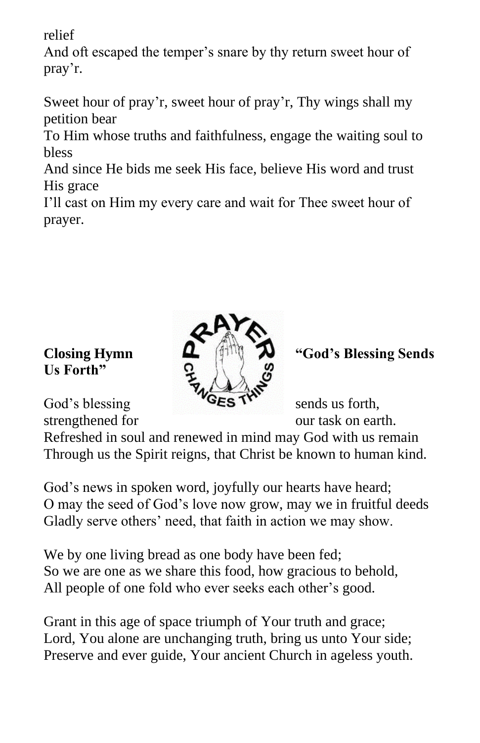relief
And oft escaped the temper's snare by thy return sweet hour of pray'r.

Sweet hour of pray'r, sweet hour of pray'r, Thy wings shall my petition bear
To Him whose truths and faithfulness, engage the waiting soul to bless
And since He bids me seek His face, believe His word and trust His grace
I'll cast on Him my every care and wait for Thee sweet hour of prayer.

**Closing Hymn** **"God's Blessing Sends Us Forth"**

God's blessing sends us forth,
strengthened for our task on earth.
Refreshed in soul and renewed in mind may God with us remain
Through us the Spirit reigns, that Christ be known to human kind.

God's news in spoken word, joyfully our hearts have heard;
O may the seed of God's love now grow, may we in fruitful deeds
Gladly serve others' need, that faith in action we may show.

We by one living bread as one body have been fed;
So we are one as we share this food, how gracious to behold,
All people of one fold who ever seeks each other's good.

Grant in this age of space triumph of Your truth and grace;
Lord, You alone are unchanging truth, bring us unto Your side;
Preserve and ever guide, Your ancient Church in ageless youth.